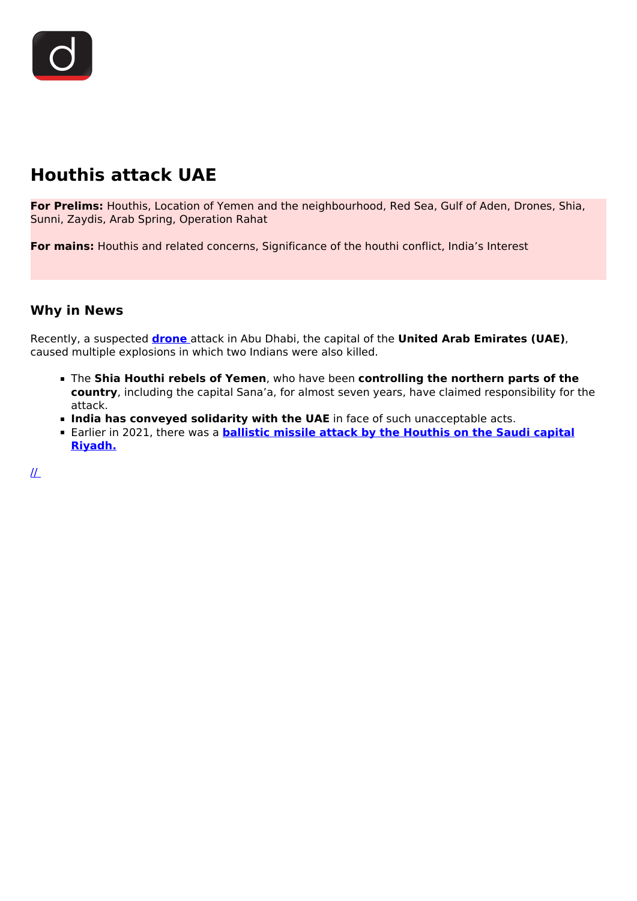# Houthis attack UAE

**For Prelims:** Houthis, Location of Yemen and the neighbourhood, Red Sea, Gulf of Aden, Drones, Shia, Sunni, Zaydis, Arab Spring, Operation Rahat

**For mains:** Houthis and related concerns, Significance of the houthi conflict, India's Interest

## Why in News

Recently, a suspected **drone** attack in Abu Dhabi, the capital of the **United Arab Emirates (UAE)**, caused multiple explosions in which two Indians were also killed.

- The **Shia Houthi rebels of Yemen**, who have been **controlling the northern parts of the country**, including the capital Sana'a, for almost seven years, have claimed responsibility for the attack.
- **India has conveyed solidarity with the UAE** in face of such unacceptable acts.
- Earlier in 2021, there was a **ballistic missile attack by the Houthis on the Saudi capital Riyadh.**

//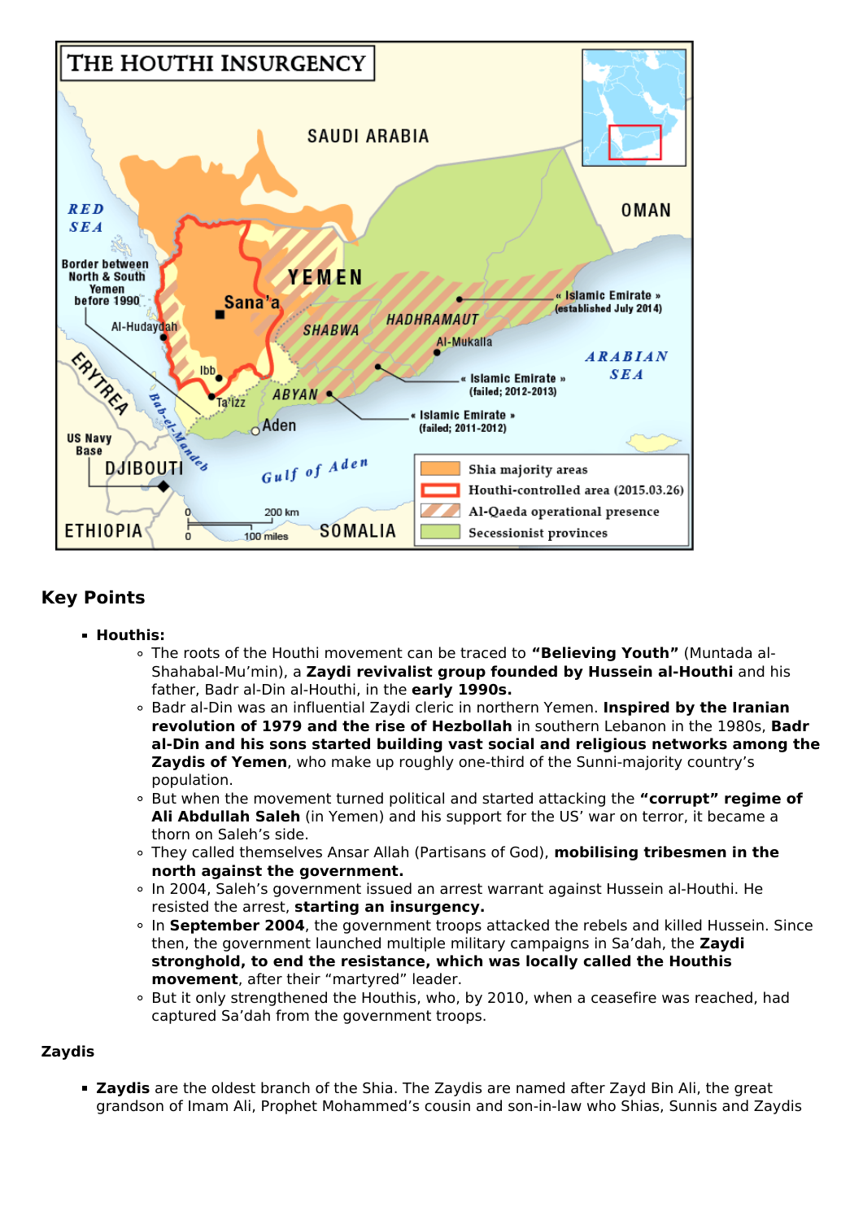## Key Points

- **Houthis:**
  - The roots of the Houthi movement can be traced to **"Believing Youth"** (Muntada al-Shahabal-Mu'min), a **Zaydi revivalist group founded by Hussein al-Houthi** and his father, Badr al-Din al-Houthi, in the **early 1990s.**
  - Badr al-Din was an influential Zaydi cleric in northern Yemen. **Inspired by the Iranian revolution of 1979 and the rise of Hezbollah** in southern Lebanon in the 1980s, **Badr al-Din and his sons started building vast social and religious networks among the Zaydis of Yemen**, who make up roughly one-third of the Sunni-majority country's population.
  - But when the movement turned political and started attacking the **"corrupt" regime of Ali Abdullah Saleh** (in Yemen) and his support for the US' war on terror, it became a thorn on Saleh's side.
  - They called themselves Ansar Allah (Partisans of God), **mobilising tribesmen in the north against the government.**
  - In 2004, Saleh's government issued an arrest warrant against Hussein al-Houthi. He resisted the arrest, **starting an insurgency.**
  - In **September 2004**, the government troops attacked the rebels and killed Hussein. Since then, the government launched multiple military campaigns in Sa'dah, the **Zaydi stronghold, to end the resistance, which was locally called the Houthis movement**, after their "martyred" leader.
  - But it only strengthened the Houthis, who, by 2010, when a ceasefire was reached, had captured Sa'dah from the government troops.

**Zaydis**

- **Zaydis** are the oldest branch of the Shia. The Zaydis are named after Zayd Bin Ali, the great grandson of Imam Ali, Prophet Mohammed's cousin and son-in-law who Shias, Sunnis and Zaydis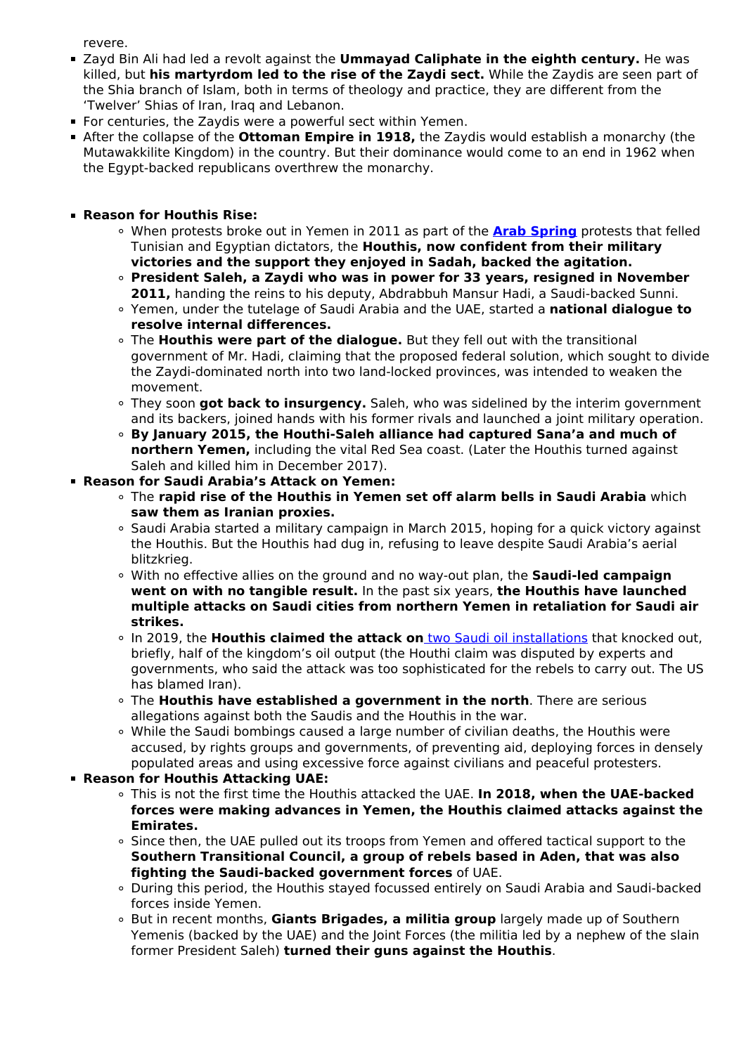revere.

- Zayd Bin Ali had led a revolt against the **Ummayad Caliphate in the eighth century.** He was killed, but **his martyrdom led to the rise of the Zaydi sect.** While the Zaydis are seen part of the Shia branch of Islam, both in terms of theology and practice, they are different from the 'Twelver' Shias of Iran, Iraq and Lebanon.
- For centuries, the Zaydis were a powerful sect within Yemen.
- After the collapse of the **Ottoman Empire in 1918,** the Zaydis would establish a monarchy (the Mutawakkilite Kingdom) in the country. But their dominance would come to an end in 1962 when the Egypt-backed republicans overthrew the monarchy.

- **Reason for Houthis Rise:**
    - When protests broke out in Yemen in 2011 as part of the **Arab Spring** protests that felled Tunisian and Egyptian dictators, the **Houthis, now confident from their military victories and the support they enjoyed in Sadah, backed the agitation.**
    - **President Saleh, a Zaydi who was in power for 33 years, resigned in November 2011,** handing the reins to his deputy, Abdrabbuh Mansur Hadi, a Saudi-backed Sunni.
    - Yemen, under the tutelage of Saudi Arabia and the UAE, started a **national dialogue to resolve internal differences.**
    - The **Houthis were part of the dialogue.** But they fell out with the transitional government of Mr. Hadi, claiming that the proposed federal solution, which sought to divide the Zaydi-dominated north into two land-locked provinces, was intended to weaken the movement.
    - They soon **got back to insurgency.** Saleh, who was sidelined by the interim government and its backers, joined hands with his former rivals and launched a joint military operation.
    - **By January 2015, the Houthi-Saleh alliance had captured Sana'a and much of northern Yemen,** including the vital Red Sea coast. (Later the Houthis turned against Saleh and killed him in December 2017).
- **Reason for Saudi Arabia's Attack on Yemen:**
    - The **rapid rise of the Houthis in Yemen set off alarm bells in Saudi Arabia** which **saw them as Iranian proxies.**
    - Saudi Arabia started a military campaign in March 2015, hoping for a quick victory against the Houthis. But the Houthis had dug in, refusing to leave despite Saudi Arabia's aerial blitzkrieg.
    - With no effective allies on the ground and no way-out plan, the **Saudi-led campaign went on with no tangible result.** In the past six years, **the Houthis have launched multiple attacks on Saudi cities from northern Yemen in retaliation for Saudi air strikes.**
    - In 2019, the **Houthis claimed the attack on** two Saudi oil installations that knocked out, briefly, half of the kingdom's oil output (the Houthi claim was disputed by experts and governments, who said the attack was too sophisticated for the rebels to carry out. The US has blamed Iran).
    - The **Houthis have established a government in the north**. There are serious allegations against both the Saudis and the Houthis in the war.
    - While the Saudi bombings caused a large number of civilian deaths, the Houthis were accused, by rights groups and governments, of preventing aid, deploying forces in densely populated areas and using excessive force against civilians and peaceful protesters.
- **Reason for Houthis Attacking UAE:**
    - This is not the first time the Houthis attacked the UAE. **In 2018, when the UAE-backed forces were making advances in Yemen, the Houthis claimed attacks against the Emirates.**
    - Since then, the UAE pulled out its troops from Yemen and offered tactical support to the **Southern Transitional Council, a group of rebels based in Aden, that was also fighting the Saudi-backed government forces** of UAE.
    - During this period, the Houthis stayed focussed entirely on Saudi Arabia and Saudi-backed forces inside Yemen.
    - But in recent months, **Giants Brigades, a militia group** largely made up of Southern Yemenis (backed by the UAE) and the Joint Forces (the militia led by a nephew of the slain former President Saleh) **turned their guns against the Houthis**.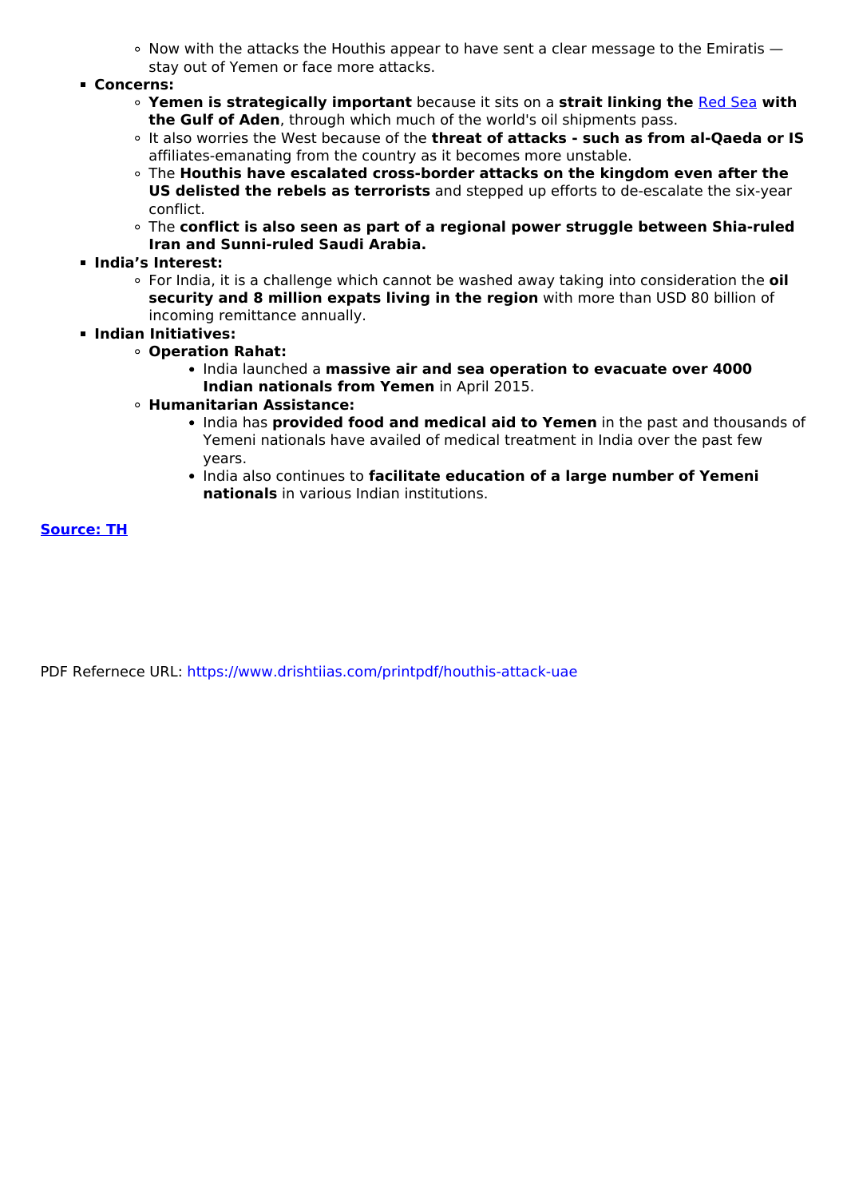- Now with the attacks the Houthis appear to have sent a clear message to the Emiratis — stay out of Yemen or face more attacks.
- **Concerns:**
    - **Yemen is strategically important** because it sits on a **strait linking the** [Red Sea](https://www.drishtiias.com/daily-updates/daily-news-analysis/red-sea) **with the Gulf of Aden**, through which much of the world's oil shipments pass.
    - It also worries the West because of the **threat of attacks - such as from al-Qaeda or IS** affiliates-emanating from the country as it becomes more unstable.
    - The **Houthis have escalated cross-border attacks on the kingdom even after the US delisted the rebels as terrorists** and stepped up efforts to de-escalate the six-year conflict.
    - The **conflict is also seen as part of a regional power struggle between Shia-ruled Iran and Sunni-ruled Saudi Arabia.**
- **India's Interest:**
    - For India, it is a challenge which cannot be washed away taking into consideration the **oil security and 8 million expats living in the region** with more than USD 80 billion of incoming remittance annually.
- **Indian Initiatives:**
    - **Operation Rahat:**
        - India launched a **massive air and sea operation to evacuate over 4000 Indian nationals from Yemen** in April 2015.
    - **Humanitarian Assistance:**
        - India has **provided food and medical aid to Yemen** in the past and thousands of Yemeni nationals have availed of medical treatment in India over the past few years.
        - India also continues to **facilitate education of a large number of Yemeni nationals** in various Indian institutions.

**Source: TH**

PDF Refernece URL: https://www.drishtiias.com/printpdf/houthis-attack-uae